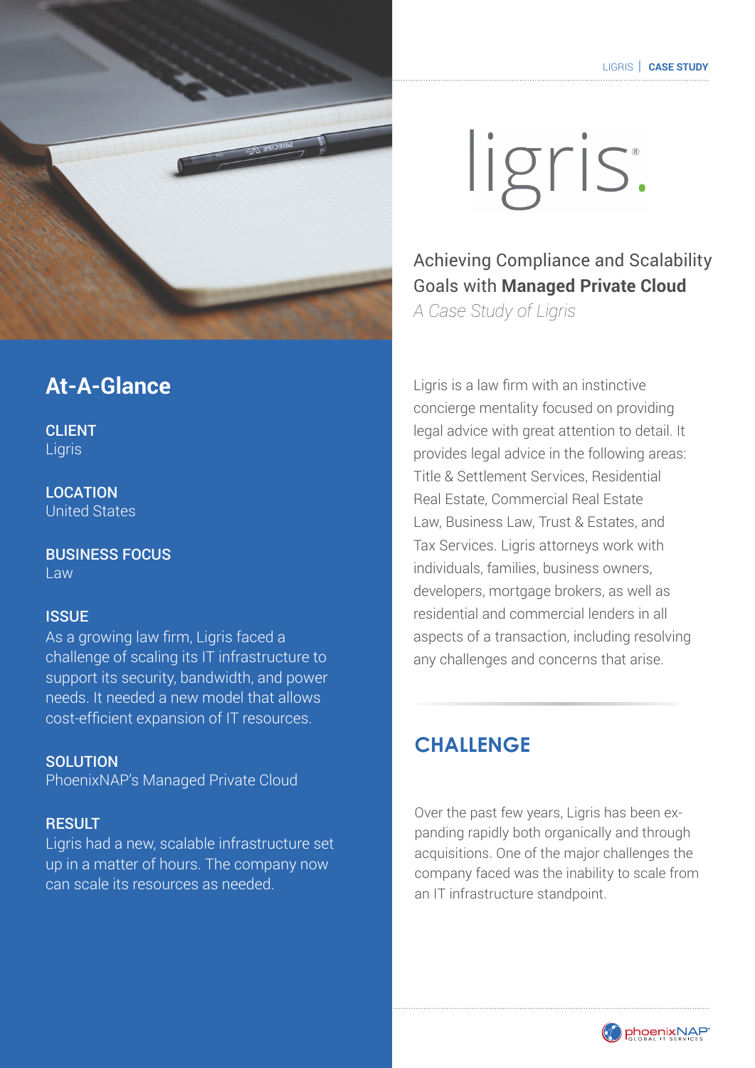LIGRIS | **CASE STUDY**

# ligris.

## Achieving Compliance and Scalability Goals with **Managed Private Cloud**

*A Case Study of Ligris*

## At-A-Glance

**CLIENT**
Ligris

**LOCATION**
United States

**BUSINESS FOCUS**
Law

**ISSUE**
As a growing law firm, Ligris faced a challenge of scaling its IT infrastructure to support its security, bandwidth, and power needs. It needed a new model that allows cost-efficient expansion of IT resources.

**SOLUTION**
PhoenixNAP's Managed Private Cloud

**RESULT**
Ligris had a new, scalable infrastructure set up in a matter of hours. The company now can scale its resources as needed.

Ligris is a law firm with an instinctive concierge mentality focused on providing legal advice with great attention to detail. It provides legal advice in the following areas: Title & Settlement Services, Residential Real Estate, Commercial Real Estate Law, Business Law, Trust & Estates, and Tax Services. Ligris attorneys work with individuals, families, business owners, developers, mortgage brokers, as well as residential and commercial lenders in all aspects of a transaction, including resolving any challenges and concerns that arise.

## CHALLENGE

Over the past few years, Ligris has been expanding rapidly both organically and through acquisitions. One of the major challenges the company faced was the inability to scale from an IT infrastructure standpoint.

phoenixNAP GLOBAL IT SERVICES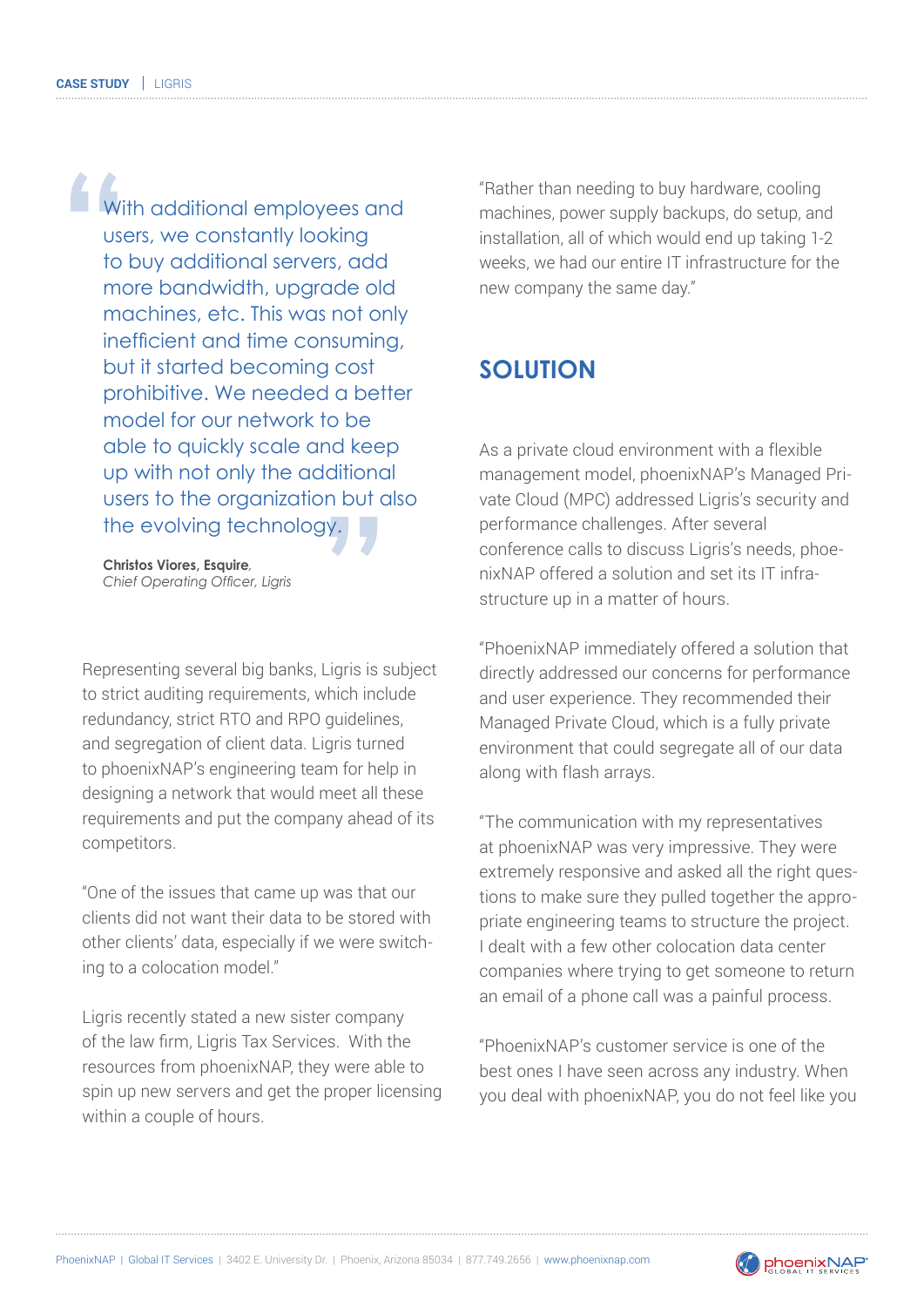> With additional employees and users, we constantly looking to buy additional servers, add more bandwidth, upgrade old machines, etc. This was not only inefficient and time consuming, but it started becoming cost prohibitive. We needed a better model for our network to be able to quickly scale and keep up with not only the additional users to the organization but also the evolving technology.
>
> **Christos Viores, Esquire**,
> *Chief Operating Officer, Ligris*

Representing several big banks, Ligris is subject to strict auditing requirements, which include redundancy, strict RTO and RPO guidelines, and segregation of client data. Ligris turned to phoenixNAP's engineering team for help in designing a network that would meet all these requirements and put the company ahead of its competitors.

"One of the issues that came up was that our clients did not want their data to be stored with other clients' data, especially if we were switching to a colocation model."

Ligris recently stated a new sister company of the law firm, Ligris Tax Services. With the resources from phoenixNAP, they were able to spin up new servers and get the proper licensing within a couple of hours.

"Rather than needing to buy hardware, cooling machines, power supply backups, do setup, and installation, all of which would end up taking 1-2 weeks, we had our entire IT infrastructure for the new company the same day."

## SOLUTION

As a private cloud environment with a flexible management model, phoenixNAP's Managed Private Cloud (MPC) addressed Ligris's security and performance challenges. After several conference calls to discuss Ligris's needs, phoenixNAP offered a solution and set its IT infrastructure up in a matter of hours.

"PhoenixNAP immediately offered a solution that directly addressed our concerns for performance and user experience. They recommended their Managed Private Cloud, which is a fully private environment that could segregate all of our data along with flash arrays.

"The communication with my representatives at phoenixNAP was very impressive. They were extremely responsive and asked all the right questions to make sure they pulled together the appropriate engineering teams to structure the project. I dealt with a few other colocation data center companies where trying to get someone to return an email of a phone call was a painful process.

"PhoenixNAP's customer service is one of the best ones I have seen across any industry. When you deal with phoenixNAP, you do not feel like you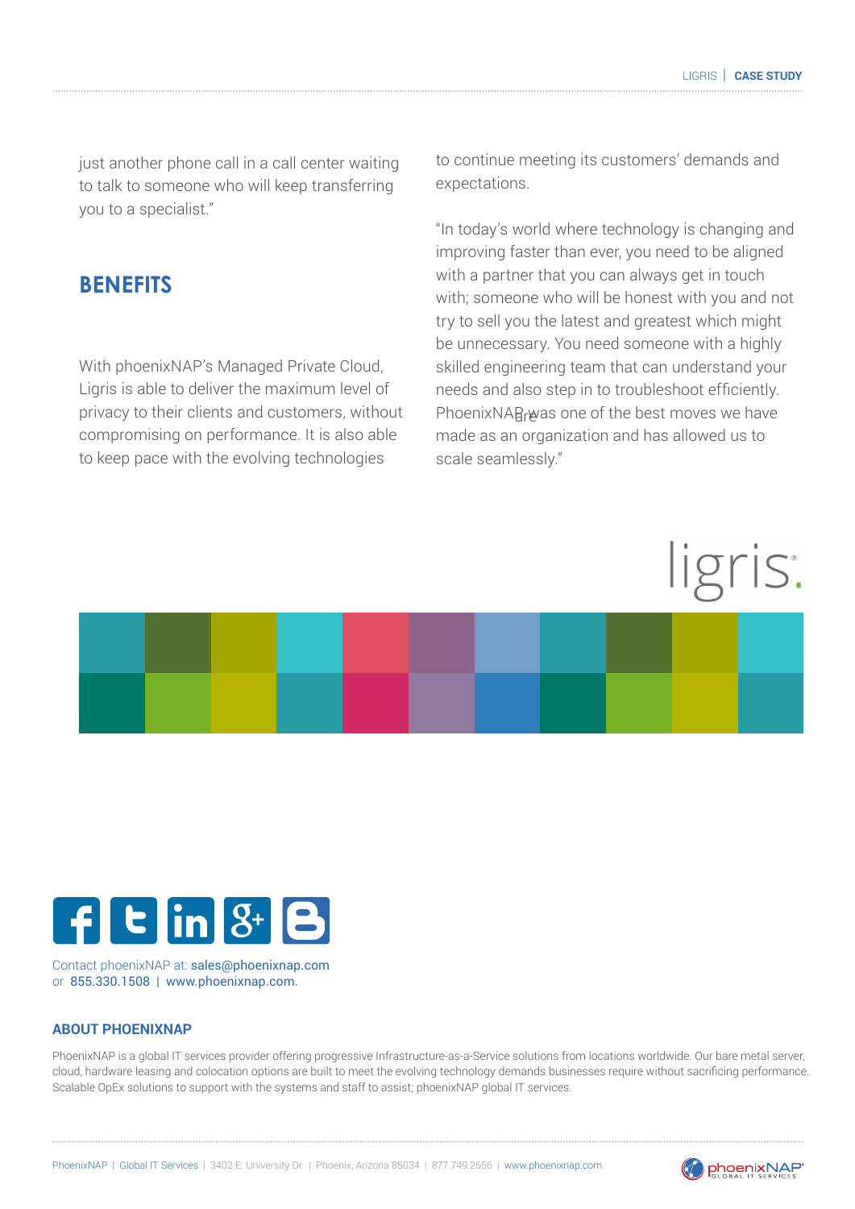just another phone call in a call center waiting to talk to someone who will keep transferring you to a specialist."

## BENEFITS

With phoenixNAP's Managed Private Cloud, Ligris is able to deliver the maximum level of privacy to their clients and customers, without compromising on performance. It is also able to keep pace with the evolving technologies to continue meeting its customers' demands and expectations.

"In today's world where technology is changing and improving faster than ever, you need to be aligned with a partner that you can always get in touch with; someone who will be honest with you and not try to sell you the latest and greatest which might be unnecessary. You need someone with a highly skilled engineering team that can understand your needs and also step in to troubleshoot efficiently. PhoenixNAP are was one of the best moves we have made as an organization and has allowed us to scale seamlessly."

ligris.

Contact phoenixNAP at: sales@phoenixnap.com
or 855.330.1508 | www.phoenixnap.com.

### ABOUT PHOENIXNAP

PhoenixNAP is a global IT services provider offering progressive Infrastructure-as-a-Service solutions from locations worldwide. Our bare metal server, cloud, hardware leasing and colocation options are built to meet the evolving technology demands businesses require without sacrificing performance. Scalable OpEx solutions to support with the systems and staff to assist; phoenixNAP global IT services.

PhoenixNAP | Global IT Services | 3402 E. University Dr. | Phoenix, Arizona 85034 | 877.749.2656 | www.phoenixnap.com